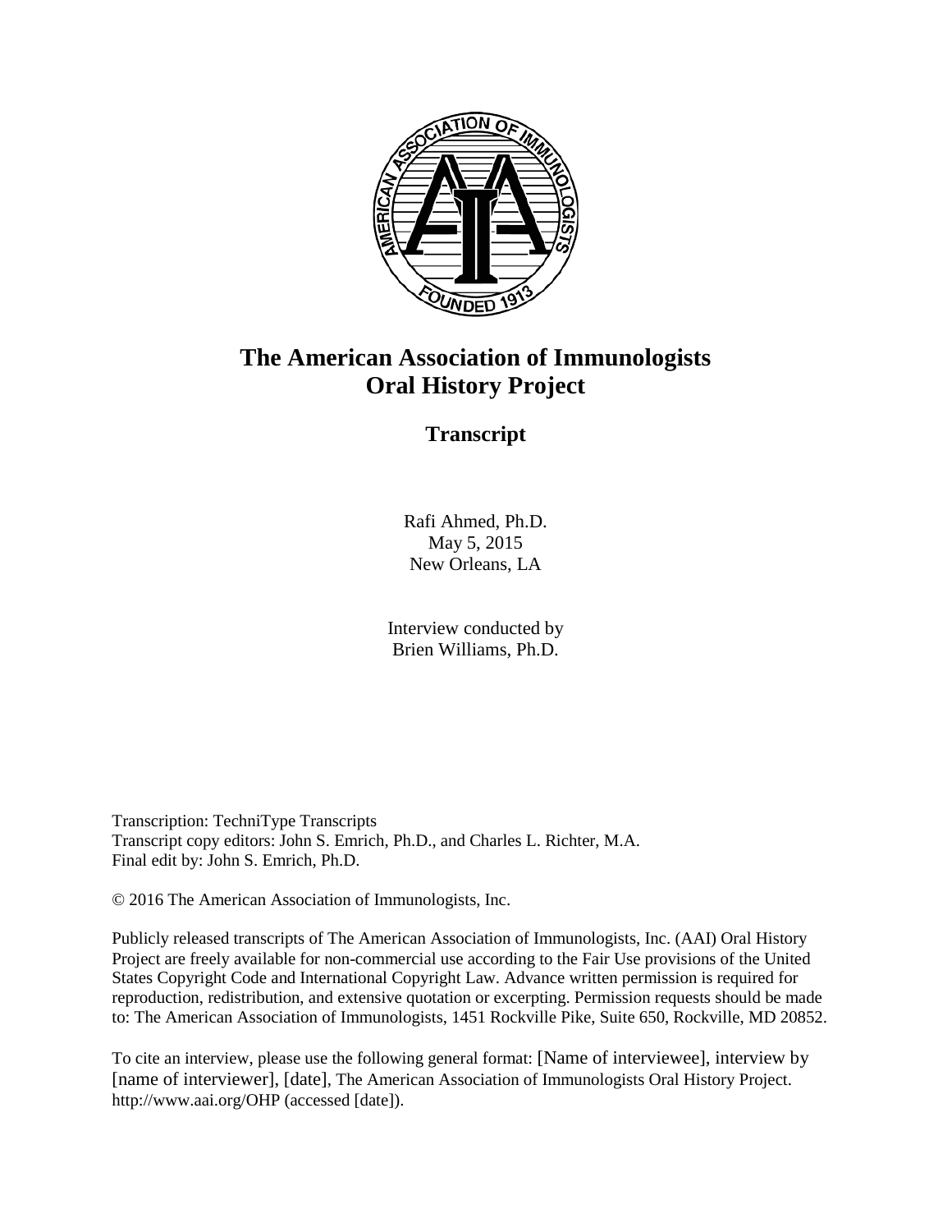# The American Association of Immunologists Oral History Project

## Transcript

Rafi Ahmed, Ph.D.
May 5, 2015
New Orleans, LA

Interview conducted by
Brien Williams, Ph.D.

Transcription: TechniType Transcripts
Transcript copy editors: John S. Emrich, Ph.D., and Charles L. Richter, M.A.
Final edit by: John S. Emrich, Ph.D.

© 2016 The American Association of Immunologists, Inc.

Publicly released transcripts of The American Association of Immunologists, Inc. (AAI) Oral History Project are freely available for non-commercial use according to the Fair Use provisions of the United States Copyright Code and International Copyright Law. Advance written permission is required for reproduction, redistribution, and extensive quotation or excerpting. Permission requests should be made to: The American Association of Immunologists, 1451 Rockville Pike, Suite 650, Rockville, MD 20852.

To cite an interview, please use the following general format: [Name of interviewee], interview by [name of interviewer], [date], The American Association of Immunologists Oral History Project. http://www.aai.org/OHP (accessed [date]).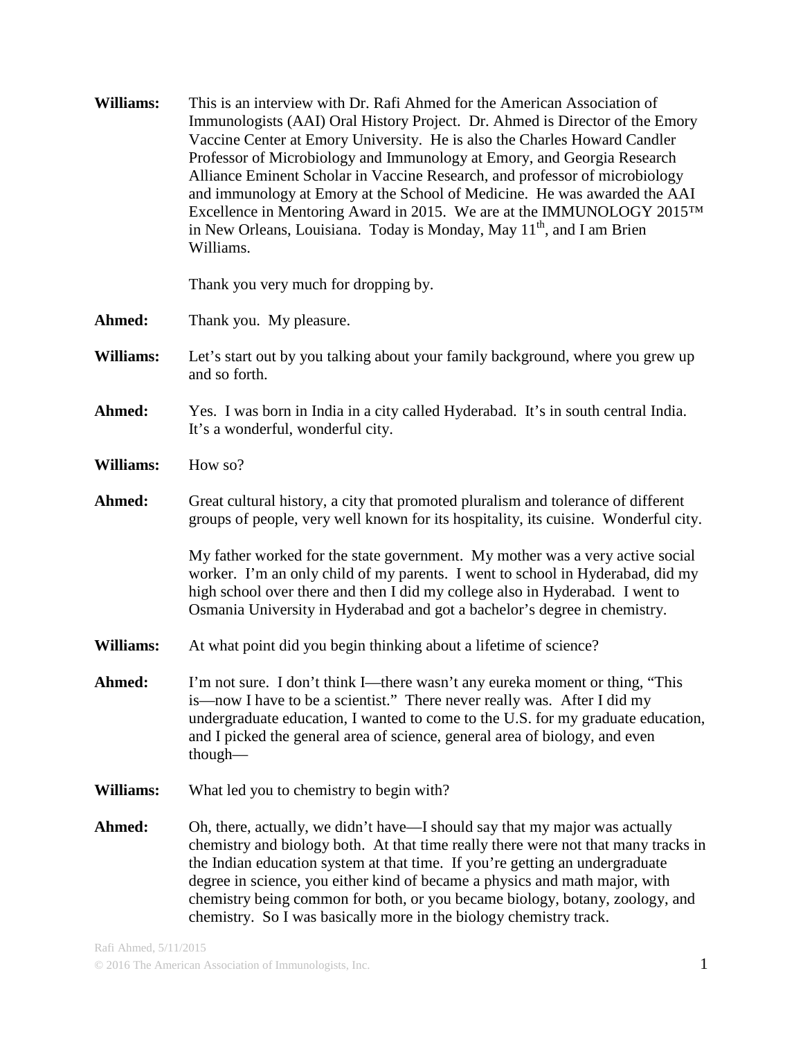**Williams:** This is an interview with Dr. Rafi Ahmed for the American Association of Immunologists (AAI) Oral History Project. Dr. Ahmed is Director of the Emory Vaccine Center at Emory University. He is also the Charles Howard Candler Professor of Microbiology and Immunology at Emory, and Georgia Research Alliance Eminent Scholar in Vaccine Research, and professor of microbiology and immunology at Emory at the School of Medicine. He was awarded the AAI Excellence in Mentoring Award in 2015. We are at the IMMUNOLOGY 2015™ in New Orleans, Louisiana. Today is Monday, May 11th, and I am Brien Williams.

Thank you very much for dropping by.

**Ahmed:** Thank you. My pleasure.

**Williams:** Let's start out by you talking about your family background, where you grew up and so forth.

**Ahmed:** Yes. I was born in India in a city called Hyderabad. It's in south central India. It's a wonderful, wonderful city.

**Williams:** How so?

**Ahmed:** Great cultural history, a city that promoted pluralism and tolerance of different groups of people, very well known for its hospitality, its cuisine. Wonderful city.

My father worked for the state government. My mother was a very active social worker. I'm an only child of my parents. I went to school in Hyderabad, did my high school over there and then I did my college also in Hyderabad. I went to Osmania University in Hyderabad and got a bachelor's degree in chemistry.

**Williams:** At what point did you begin thinking about a lifetime of science?

**Ahmed:** I'm not sure. I don't think I—there wasn't any eureka moment or thing, "This is—now I have to be a scientist." There never really was. After I did my undergraduate education, I wanted to come to the U.S. for my graduate education, and I picked the general area of science, general area of biology, and even though—

**Williams:** What led you to chemistry to begin with?

**Ahmed:** Oh, there, actually, we didn't have—I should say that my major was actually chemistry and biology both. At that time really there were not that many tracks in the Indian education system at that time. If you're getting an undergraduate degree in science, you either kind of became a physics and math major, with chemistry being common for both, or you became biology, botany, zoology, and chemistry. So I was basically more in the biology chemistry track.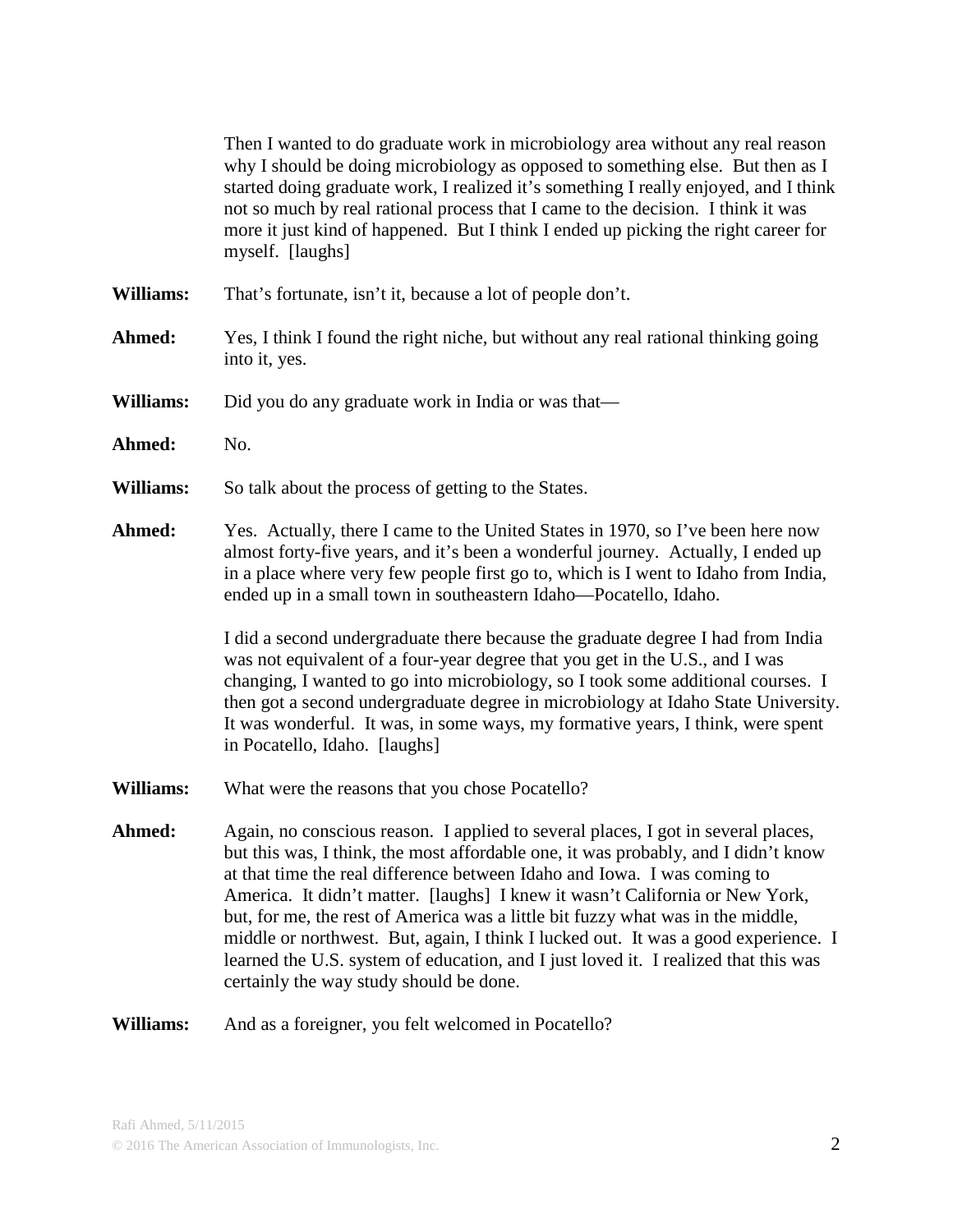Then I wanted to do graduate work in microbiology area without any real reason why I should be doing microbiology as opposed to something else. But then as I started doing graduate work, I realized it's something I really enjoyed, and I think not so much by real rational process that I came to the decision. I think it was more it just kind of happened. But I think I ended up picking the right career for myself. [laughs]

**Williams:** That's fortunate, isn't it, because a lot of people don't.

**Ahmed:** Yes, I think I found the right niche, but without any real rational thinking going into it, yes.

**Williams:** Did you do any graduate work in India or was that—

**Ahmed:** No.

**Williams:** So talk about the process of getting to the States.

**Ahmed:** Yes. Actually, there I came to the United States in 1970, so I've been here now almost forty-five years, and it's been a wonderful journey. Actually, I ended up in a place where very few people first go to, which is I went to Idaho from India, ended up in a small town in southeastern Idaho—Pocatello, Idaho.

I did a second undergraduate there because the graduate degree I had from India was not equivalent of a four-year degree that you get in the U.S., and I was changing, I wanted to go into microbiology, so I took some additional courses. I then got a second undergraduate degree in microbiology at Idaho State University. It was wonderful. It was, in some ways, my formative years, I think, were spent in Pocatello, Idaho. [laughs]

**Williams:** What were the reasons that you chose Pocatello?

**Ahmed:** Again, no conscious reason. I applied to several places, I got in several places, but this was, I think, the most affordable one, it was probably, and I didn't know at that time the real difference between Idaho and Iowa. I was coming to America. It didn't matter. [laughs] I knew it wasn't California or New York, but, for me, the rest of America was a little bit fuzzy what was in the middle, middle or northwest. But, again, I think I lucked out. It was a good experience. I learned the U.S. system of education, and I just loved it. I realized that this was certainly the way study should be done.

**Williams:** And as a foreigner, you felt welcomed in Pocatello?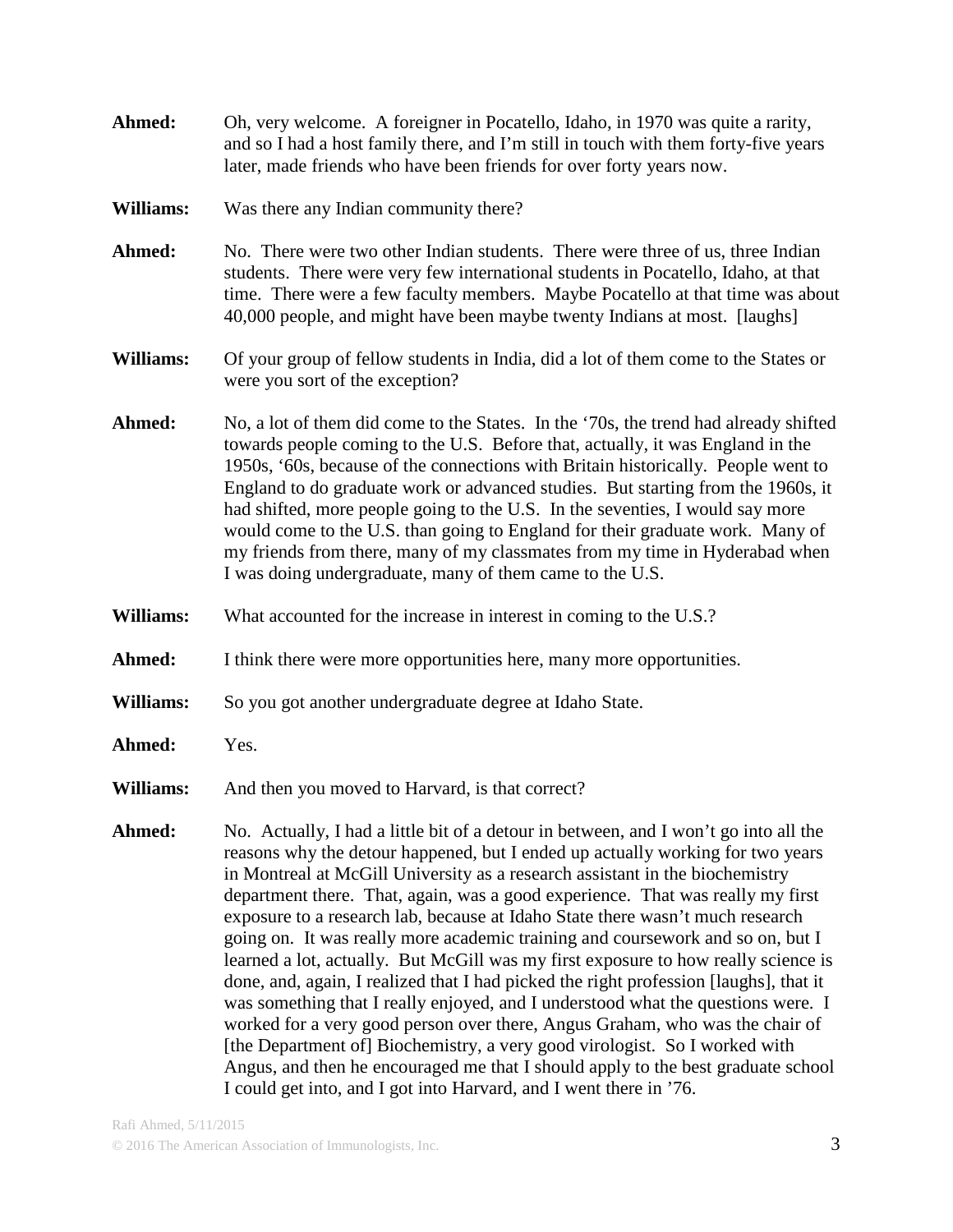**Ahmed:** Oh, very welcome. A foreigner in Pocatello, Idaho, in 1970 was quite a rarity, and so I had a host family there, and I'm still in touch with them forty-five years later, made friends who have been friends for over forty years now.

**Williams:** Was there any Indian community there?

**Ahmed:** No. There were two other Indian students. There were three of us, three Indian students. There were very few international students in Pocatello, Idaho, at that time. There were a few faculty members. Maybe Pocatello at that time was about 40,000 people, and might have been maybe twenty Indians at most. [laughs]

**Williams:** Of your group of fellow students in India, did a lot of them come to the States or were you sort of the exception?

**Ahmed:** No, a lot of them did come to the States. In the '70s, the trend had already shifted towards people coming to the U.S. Before that, actually, it was England in the 1950s, '60s, because of the connections with Britain historically. People went to England to do graduate work or advanced studies. But starting from the 1960s, it had shifted, more people going to the U.S. In the seventies, I would say more would come to the U.S. than going to England for their graduate work. Many of my friends from there, many of my classmates from my time in Hyderabad when I was doing undergraduate, many of them came to the U.S.

**Williams:** What accounted for the increase in interest in coming to the U.S.?

**Ahmed:** I think there were more opportunities here, many more opportunities.

**Williams:** So you got another undergraduate degree at Idaho State.

**Ahmed:** Yes.

**Williams:** And then you moved to Harvard, is that correct?

**Ahmed:** No. Actually, I had a little bit of a detour in between, and I won't go into all the reasons why the detour happened, but I ended up actually working for two years in Montreal at McGill University as a research assistant in the biochemistry department there. That, again, was a good experience. That was really my first exposure to a research lab, because at Idaho State there wasn't much research going on. It was really more academic training and coursework and so on, but I learned a lot, actually. But McGill was my first exposure to how really science is done, and, again, I realized that I had picked the right profession [laughs], that it was something that I really enjoyed, and I understood what the questions were. I worked for a very good person over there, Angus Graham, who was the chair of [the Department of] Biochemistry, a very good virologist. So I worked with Angus, and then he encouraged me that I should apply to the best graduate school I could get into, and I got into Harvard, and I went there in '76.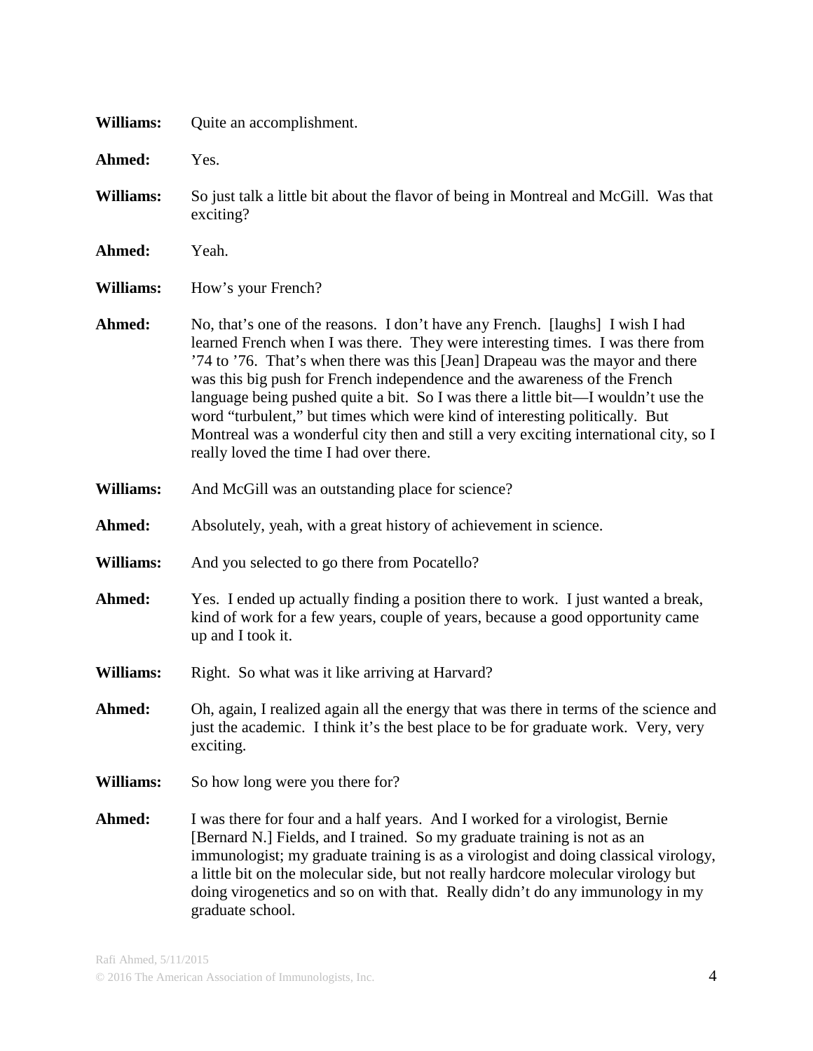**Williams:** Quite an accomplishment.

**Ahmed:** Yes.

**Williams:** So just talk a little bit about the flavor of being in Montreal and McGill. Was that exciting?

**Ahmed:** Yeah.

**Williams:** How's your French?

**Ahmed:** No, that's one of the reasons. I don't have any French. [laughs] I wish I had learned French when I was there. They were interesting times. I was there from '74 to '76. That's when there was this [Jean] Drapeau was the mayor and there was this big push for French independence and the awareness of the French language being pushed quite a bit. So I was there a little bit—I wouldn't use the word "turbulent," but times which were kind of interesting politically. But Montreal was a wonderful city then and still a very exciting international city, so I really loved the time I had over there.

**Williams:** And McGill was an outstanding place for science?

**Ahmed:** Absolutely, yeah, with a great history of achievement in science.

**Williams:** And you selected to go there from Pocatello?

**Ahmed:** Yes. I ended up actually finding a position there to work. I just wanted a break, kind of work for a few years, couple of years, because a good opportunity came up and I took it.

**Williams:** Right. So what was it like arriving at Harvard?

**Ahmed:** Oh, again, I realized again all the energy that was there in terms of the science and just the academic. I think it's the best place to be for graduate work. Very, very exciting.

**Williams:** So how long were you there for?

**Ahmed:** I was there for four and a half years. And I worked for a virologist, Bernie [Bernard N.] Fields, and I trained. So my graduate training is not as an immunologist; my graduate training is as a virologist and doing classical virology, a little bit on the molecular side, but not really hardcore molecular virology but doing virogenetics and so on with that. Really didn't do any immunology in my graduate school.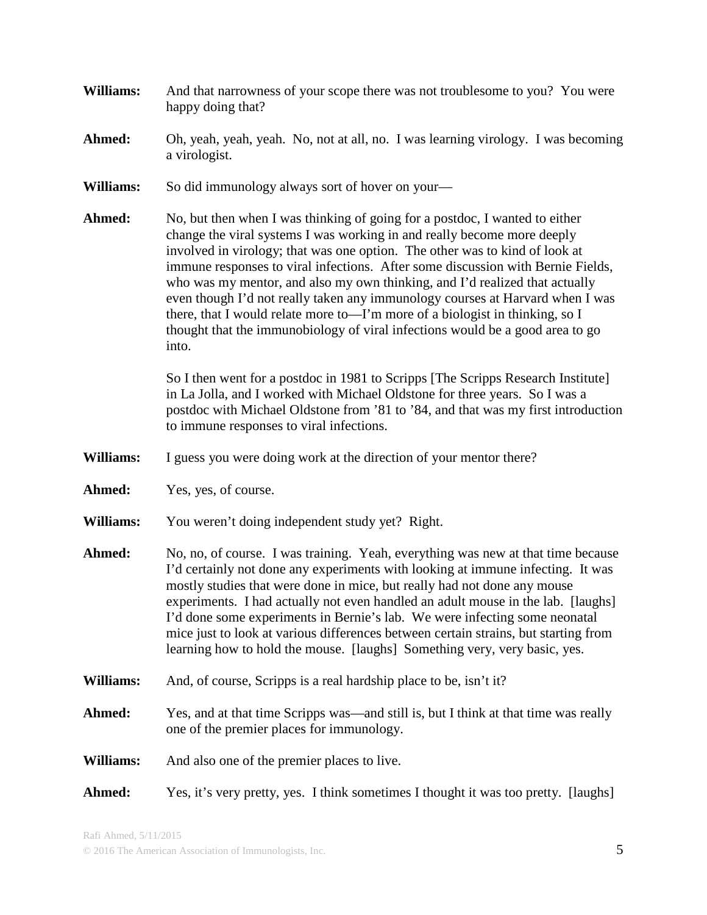**Williams:** And that narrowness of your scope there was not troublesome to you? You were happy doing that?

**Ahmed:** Oh, yeah, yeah, yeah. No, not at all, no. I was learning virology. I was becoming a virologist.

**Williams:** So did immunology always sort of hover on your—

**Ahmed:** No, but then when I was thinking of going for a postdoc, I wanted to either change the viral systems I was working in and really become more deeply involved in virology; that was one option. The other was to kind of look at immune responses to viral infections. After some discussion with Bernie Fields, who was my mentor, and also my own thinking, and I'd realized that actually even though I'd not really taken any immunology courses at Harvard when I was there, that I would relate more to—I'm more of a biologist in thinking, so I thought that the immunobiology of viral infections would be a good area to go into.

So I then went for a postdoc in 1981 to Scripps [The Scripps Research Institute] in La Jolla, and I worked with Michael Oldstone for three years. So I was a postdoc with Michael Oldstone from '81 to '84, and that was my first introduction to immune responses to viral infections.

**Williams:** I guess you were doing work at the direction of your mentor there?

**Ahmed:** Yes, yes, of course.

**Williams:** You weren't doing independent study yet? Right.

**Ahmed:** No, no, of course. I was training. Yeah, everything was new at that time because I'd certainly not done any experiments with looking at immune infecting. It was mostly studies that were done in mice, but really had not done any mouse experiments. I had actually not even handled an adult mouse in the lab. [laughs] I'd done some experiments in Bernie's lab. We were infecting some neonatal mice just to look at various differences between certain strains, but starting from learning how to hold the mouse. [laughs] Something very, very basic, yes.

**Williams:** And, of course, Scripps is a real hardship place to be, isn't it?

**Ahmed:** Yes, and at that time Scripps was—and still is, but I think at that time was really one of the premier places for immunology.

**Williams:** And also one of the premier places to live.

**Ahmed:** Yes, it's very pretty, yes. I think sometimes I thought it was too pretty. [laughs]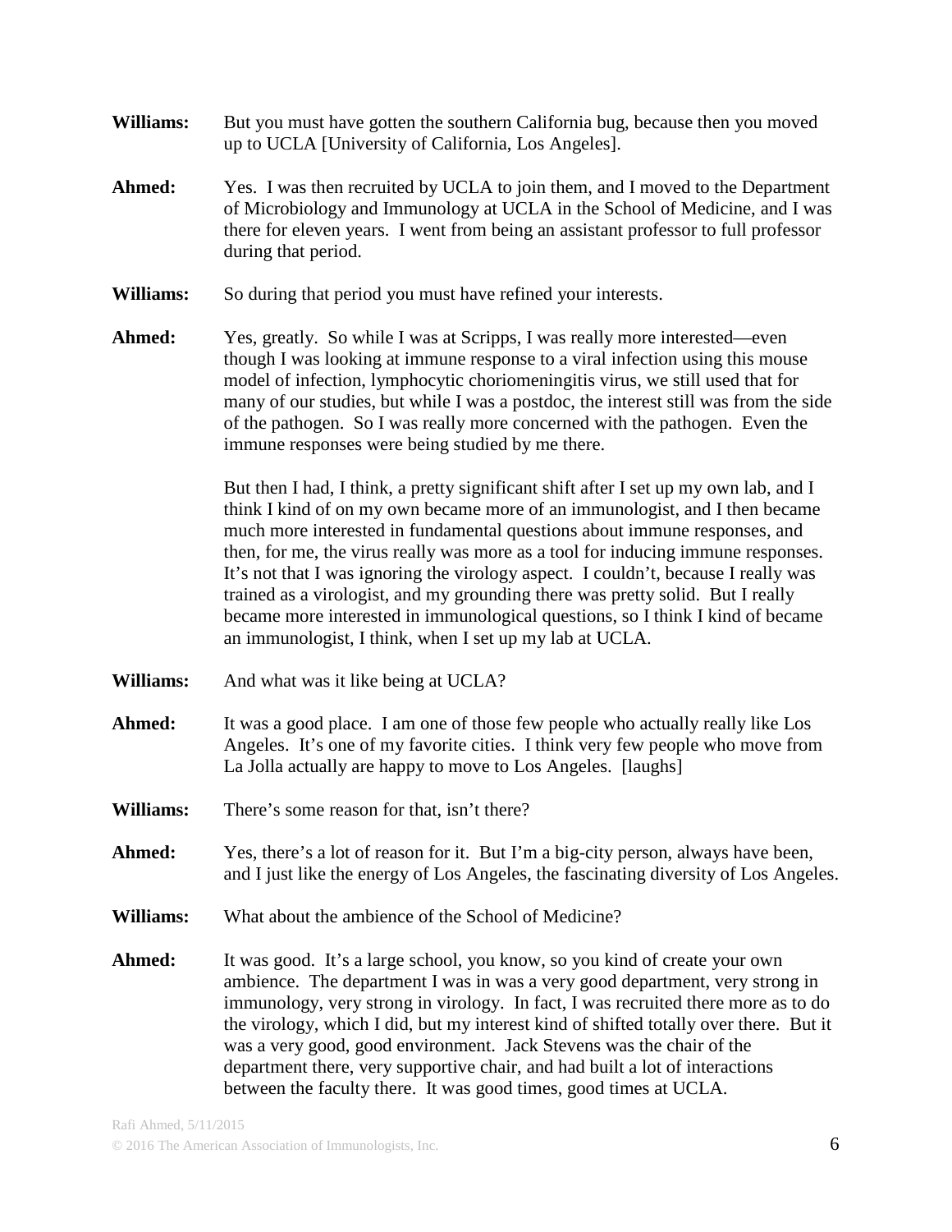**Williams:** But you must have gotten the southern California bug, because then you moved up to UCLA [University of California, Los Angeles].

**Ahmed:** Yes. I was then recruited by UCLA to join them, and I moved to the Department of Microbiology and Immunology at UCLA in the School of Medicine, and I was there for eleven years. I went from being an assistant professor to full professor during that period.

**Williams:** So during that period you must have refined your interests.

**Ahmed:** Yes, greatly. So while I was at Scripps, I was really more interested—even though I was looking at immune response to a viral infection using this mouse model of infection, lymphocytic choriomeningitis virus, we still used that for many of our studies, but while I was a postdoc, the interest still was from the side of the pathogen. So I was really more concerned with the pathogen. Even the immune responses were being studied by me there.

But then I had, I think, a pretty significant shift after I set up my own lab, and I think I kind of on my own became more of an immunologist, and I then became much more interested in fundamental questions about immune responses, and then, for me, the virus really was more as a tool for inducing immune responses. It's not that I was ignoring the virology aspect. I couldn't, because I really was trained as a virologist, and my grounding there was pretty solid. But I really became more interested in immunological questions, so I think I kind of became an immunologist, I think, when I set up my lab at UCLA.

**Williams:** And what was it like being at UCLA?

**Ahmed:** It was a good place. I am one of those few people who actually really like Los Angeles. It's one of my favorite cities. I think very few people who move from La Jolla actually are happy to move to Los Angeles. [laughs]

**Williams:** There's some reason for that, isn't there?

**Ahmed:** Yes, there's a lot of reason for it. But I'm a big-city person, always have been, and I just like the energy of Los Angeles, the fascinating diversity of Los Angeles.

**Williams:** What about the ambience of the School of Medicine?

**Ahmed:** It was good. It's a large school, you know, so you kind of create your own ambience. The department I was in was a very good department, very strong in immunology, very strong in virology. In fact, I was recruited there more as to do the virology, which I did, but my interest kind of shifted totally over there. But it was a very good, good environment. Jack Stevens was the chair of the department there, very supportive chair, and had built a lot of interactions between the faculty there. It was good times, good times at UCLA.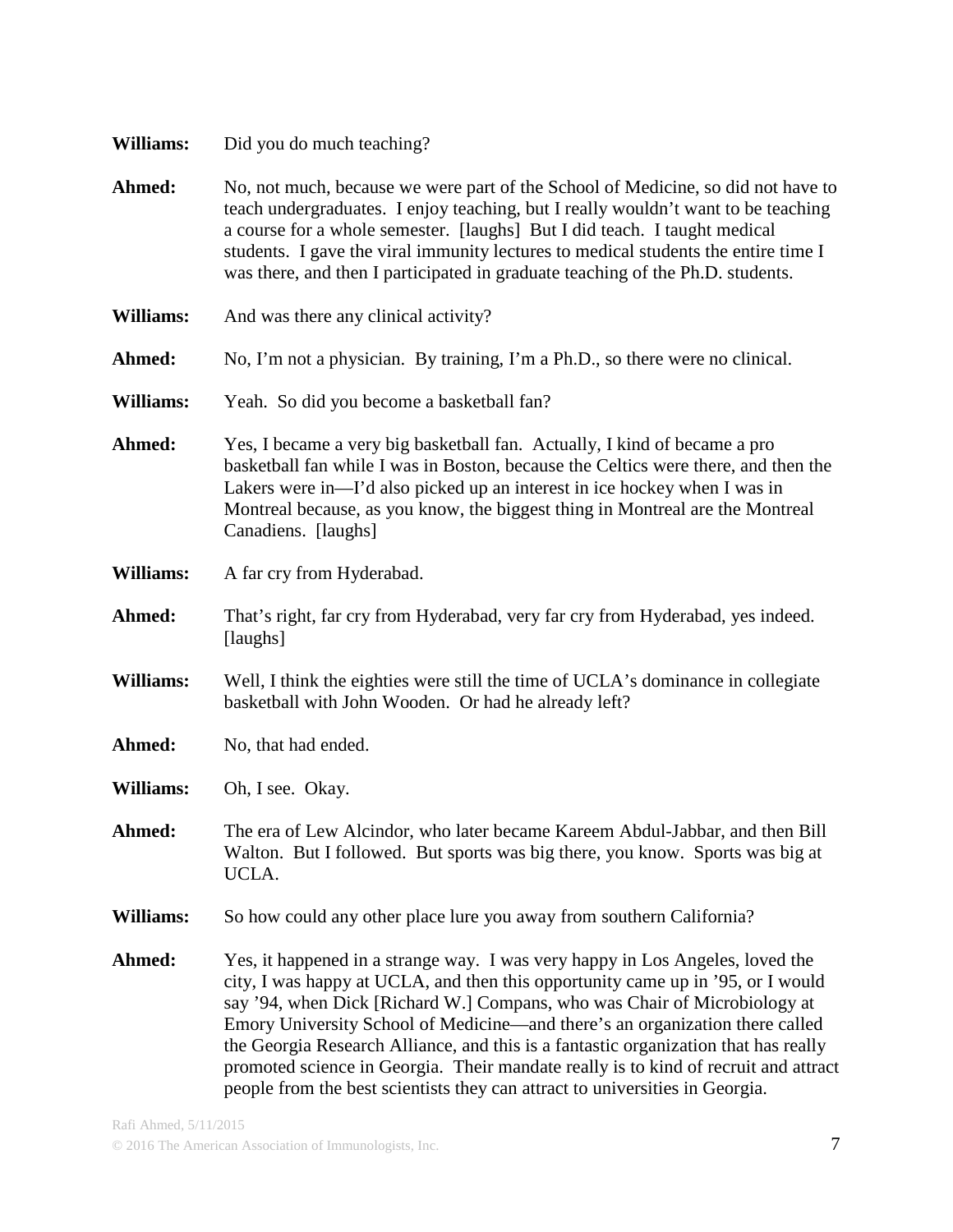**Williams:** Did you do much teaching?

**Ahmed:** No, not much, because we were part of the School of Medicine, so did not have to teach undergraduates. I enjoy teaching, but I really wouldn't want to be teaching a course for a whole semester. [laughs] But I did teach. I taught medical students. I gave the viral immunity lectures to medical students the entire time I was there, and then I participated in graduate teaching of the Ph.D. students.

**Williams:** And was there any clinical activity?

**Ahmed:** No, I'm not a physician. By training, I'm a Ph.D., so there were no clinical.

**Williams:** Yeah. So did you become a basketball fan?

**Ahmed:** Yes, I became a very big basketball fan. Actually, I kind of became a pro basketball fan while I was in Boston, because the Celtics were there, and then the Lakers were in—I'd also picked up an interest in ice hockey when I was in Montreal because, as you know, the biggest thing in Montreal are the Montreal Canadiens. [laughs]

**Williams:** A far cry from Hyderabad.

**Ahmed:** That's right, far cry from Hyderabad, very far cry from Hyderabad, yes indeed. [laughs]

**Williams:** Well, I think the eighties were still the time of UCLA's dominance in collegiate basketball with John Wooden. Or had he already left?

**Ahmed:** No, that had ended.

**Williams:** Oh, I see. Okay.

**Ahmed:** The era of Lew Alcindor, who later became Kareem Abdul-Jabbar, and then Bill Walton. But I followed. But sports was big there, you know. Sports was big at UCLA.

**Williams:** So how could any other place lure you away from southern California?

**Ahmed:** Yes, it happened in a strange way. I was very happy in Los Angeles, loved the city, I was happy at UCLA, and then this opportunity came up in '95, or I would say '94, when Dick [Richard W.] Compans, who was Chair of Microbiology at Emory University School of Medicine—and there's an organization there called the Georgia Research Alliance, and this is a fantastic organization that has really promoted science in Georgia. Their mandate really is to kind of recruit and attract people from the best scientists they can attract to universities in Georgia.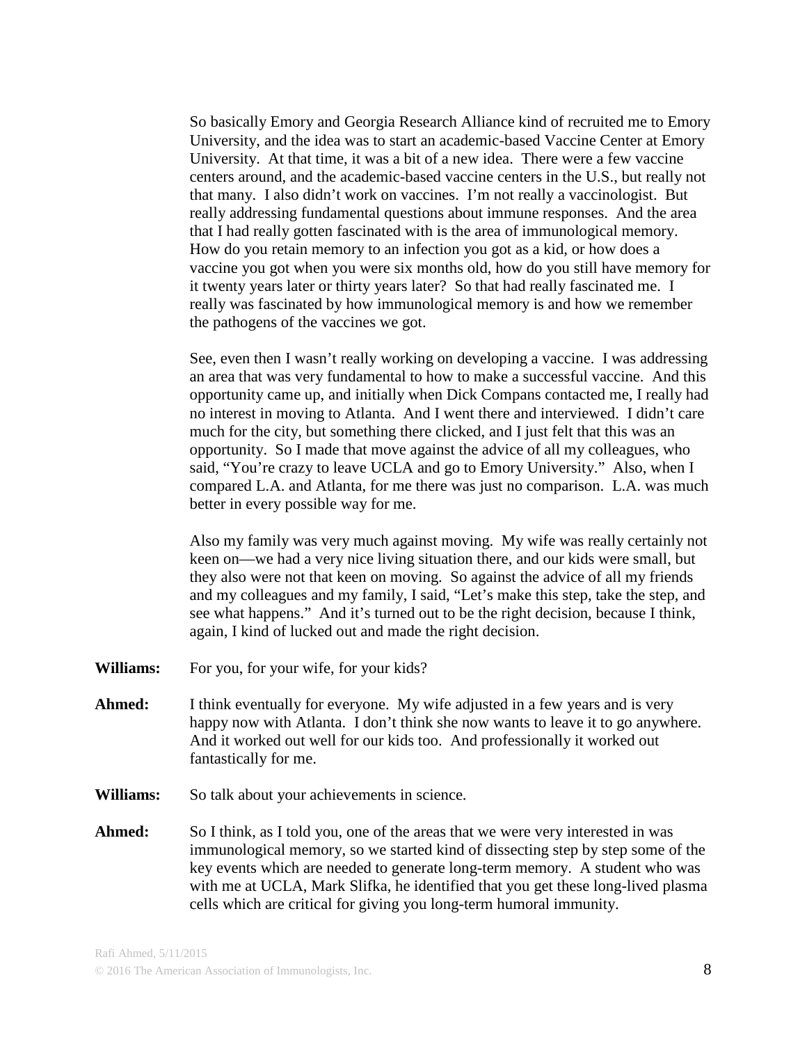So basically Emory and Georgia Research Alliance kind of recruited me to Emory University, and the idea was to start an academic-based Vaccine Center at Emory University. At that time, it was a bit of a new idea. There were a few vaccine centers around, and the academic-based vaccine centers in the U.S., but really not that many. I also didn't work on vaccines. I'm not really a vaccinologist. But really addressing fundamental questions about immune responses. And the area that I had really gotten fascinated with is the area of immunological memory. How do you retain memory to an infection you got as a kid, or how does a vaccine you got when you were six months old, how do you still have memory for it twenty years later or thirty years later? So that had really fascinated me. I really was fascinated by how immunological memory is and how we remember the pathogens of the vaccines we got.

See, even then I wasn't really working on developing a vaccine. I was addressing an area that was very fundamental to how to make a successful vaccine. And this opportunity came up, and initially when Dick Compans contacted me, I really had no interest in moving to Atlanta. And I went there and interviewed. I didn't care much for the city, but something there clicked, and I just felt that this was an opportunity. So I made that move against the advice of all my colleagues, who said, "You're crazy to leave UCLA and go to Emory University." Also, when I compared L.A. and Atlanta, for me there was just no comparison. L.A. was much better in every possible way for me.

Also my family was very much against moving. My wife was really certainly not keen on—we had a very nice living situation there, and our kids were small, but they also were not that keen on moving. So against the advice of all my friends and my colleagues and my family, I said, "Let's make this step, take the step, and see what happens." And it's turned out to be the right decision, because I think, again, I kind of lucked out and made the right decision.

**Williams:** For you, for your wife, for your kids?

**Ahmed:** I think eventually for everyone. My wife adjusted in a few years and is very happy now with Atlanta. I don't think she now wants to leave it to go anywhere. And it worked out well for our kids too. And professionally it worked out fantastically for me.

**Williams:** So talk about your achievements in science.

**Ahmed:** So I think, as I told you, one of the areas that we were very interested in was immunological memory, so we started kind of dissecting step by step some of the key events which are needed to generate long-term memory. A student who was with me at UCLA, Mark Slifka, he identified that you get these long-lived plasma cells which are critical for giving you long-term humoral immunity.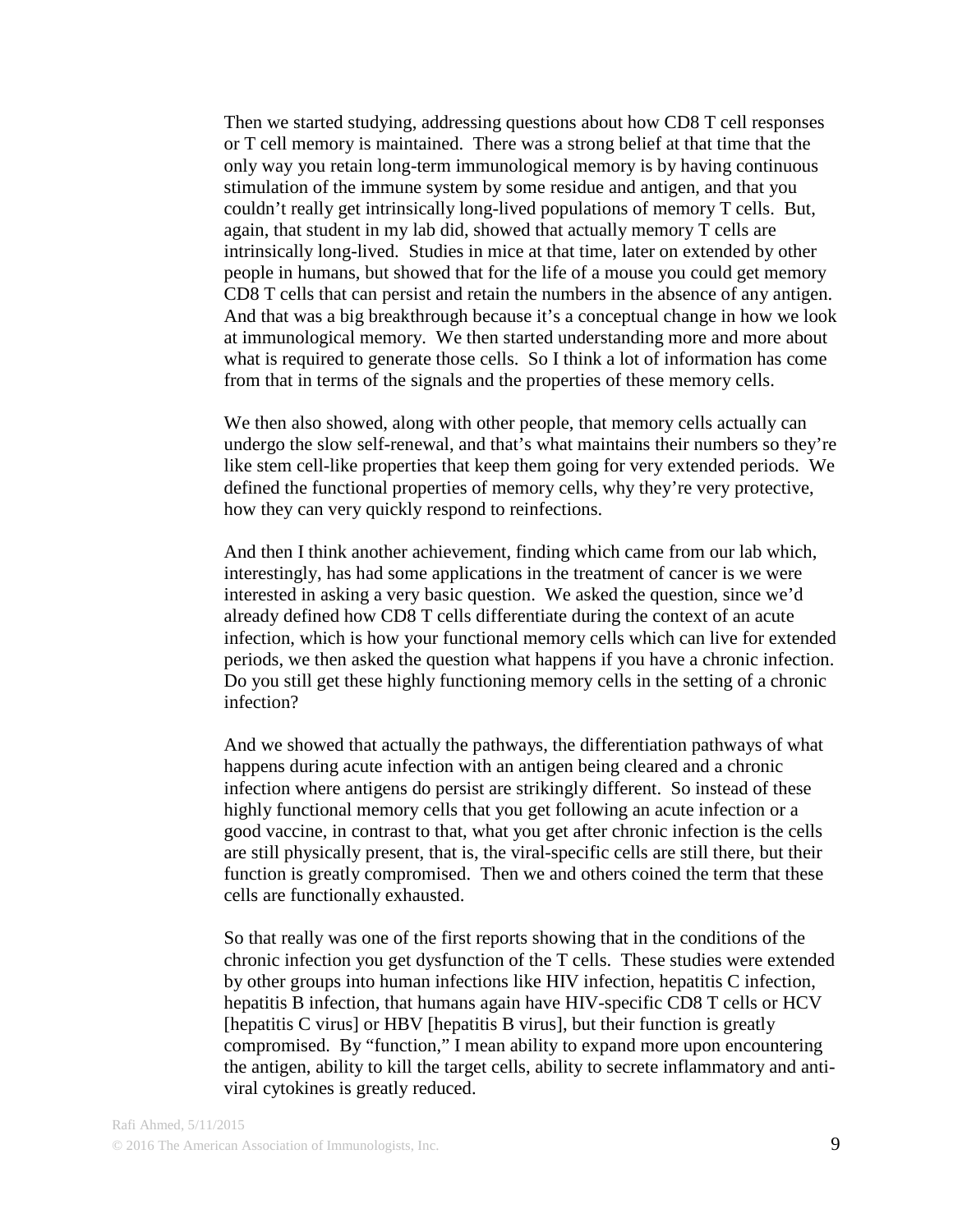Then we started studying, addressing questions about how CD8 T cell responses or T cell memory is maintained. There was a strong belief at that time that the only way you retain long-term immunological memory is by having continuous stimulation of the immune system by some residue and antigen, and that you couldn't really get intrinsically long-lived populations of memory T cells. But, again, that student in my lab did, showed that actually memory T cells are intrinsically long-lived. Studies in mice at that time, later on extended by other people in humans, but showed that for the life of a mouse you could get memory CD8 T cells that can persist and retain the numbers in the absence of any antigen. And that was a big breakthrough because it's a conceptual change in how we look at immunological memory. We then started understanding more and more about what is required to generate those cells. So I think a lot of information has come from that in terms of the signals and the properties of these memory cells.

We then also showed, along with other people, that memory cells actually can undergo the slow self-renewal, and that's what maintains their numbers so they're like stem cell-like properties that keep them going for very extended periods. We defined the functional properties of memory cells, why they're very protective, how they can very quickly respond to reinfections.

And then I think another achievement, finding which came from our lab which, interestingly, has had some applications in the treatment of cancer is we were interested in asking a very basic question. We asked the question, since we'd already defined how CD8 T cells differentiate during the context of an acute infection, which is how your functional memory cells which can live for extended periods, we then asked the question what happens if you have a chronic infection. Do you still get these highly functioning memory cells in the setting of a chronic infection?

And we showed that actually the pathways, the differentiation pathways of what happens during acute infection with an antigen being cleared and a chronic infection where antigens do persist are strikingly different. So instead of these highly functional memory cells that you get following an acute infection or a good vaccine, in contrast to that, what you get after chronic infection is the cells are still physically present, that is, the viral-specific cells are still there, but their function is greatly compromised. Then we and others coined the term that these cells are functionally exhausted.

So that really was one of the first reports showing that in the conditions of the chronic infection you get dysfunction of the T cells. These studies were extended by other groups into human infections like HIV infection, hepatitis C infection, hepatitis B infection, that humans again have HIV-specific CD8 T cells or HCV [hepatitis C virus] or HBV [hepatitis B virus], but their function is greatly compromised. By "function," I mean ability to expand more upon encountering the antigen, ability to kill the target cells, ability to secrete inflammatory and anti-viral cytokines is greatly reduced.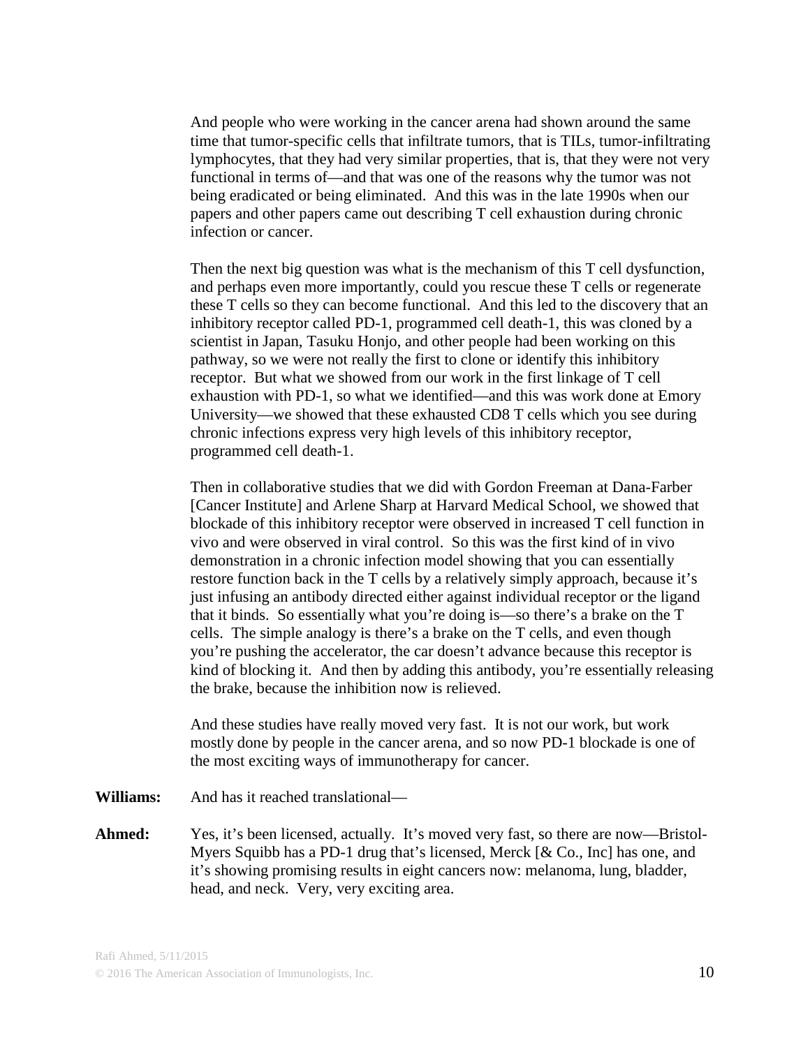And people who were working in the cancer arena had shown around the same time that tumor-specific cells that infiltrate tumors, that is TILs, tumor-infiltrating lymphocytes, that they had very similar properties, that is, that they were not very functional in terms of—and that was one of the reasons why the tumor was not being eradicated or being eliminated. And this was in the late 1990s when our papers and other papers came out describing T cell exhaustion during chronic infection or cancer.

Then the next big question was what is the mechanism of this T cell dysfunction, and perhaps even more importantly, could you rescue these T cells or regenerate these T cells so they can become functional. And this led to the discovery that an inhibitory receptor called PD-1, programmed cell death-1, this was cloned by a scientist in Japan, Tasuku Honjo, and other people had been working on this pathway, so we were not really the first to clone or identify this inhibitory receptor. But what we showed from our work in the first linkage of T cell exhaustion with PD-1, so what we identified—and this was work done at Emory University—we showed that these exhausted CD8 T cells which you see during chronic infections express very high levels of this inhibitory receptor, programmed cell death-1.

Then in collaborative studies that we did with Gordon Freeman at Dana-Farber [Cancer Institute] and Arlene Sharp at Harvard Medical School, we showed that blockade of this inhibitory receptor were observed in increased T cell function in vivo and were observed in viral control. So this was the first kind of in vivo demonstration in a chronic infection model showing that you can essentially restore function back in the T cells by a relatively simply approach, because it's just infusing an antibody directed either against individual receptor or the ligand that it binds. So essentially what you're doing is—so there's a brake on the T cells. The simple analogy is there's a brake on the T cells, and even though you're pushing the accelerator, the car doesn't advance because this receptor is kind of blocking it. And then by adding this antibody, you're essentially releasing the brake, because the inhibition now is relieved.

And these studies have really moved very fast. It is not our work, but work mostly done by people in the cancer arena, and so now PD-1 blockade is one of the most exciting ways of immunotherapy for cancer.

**Williams:** And has it reached translational—

**Ahmed:** Yes, it's been licensed, actually. It's moved very fast, so there are now—Bristol-Myers Squibb has a PD-1 drug that's licensed, Merck [& Co., Inc] has one, and it's showing promising results in eight cancers now: melanoma, lung, bladder, head, and neck. Very, very exciting area.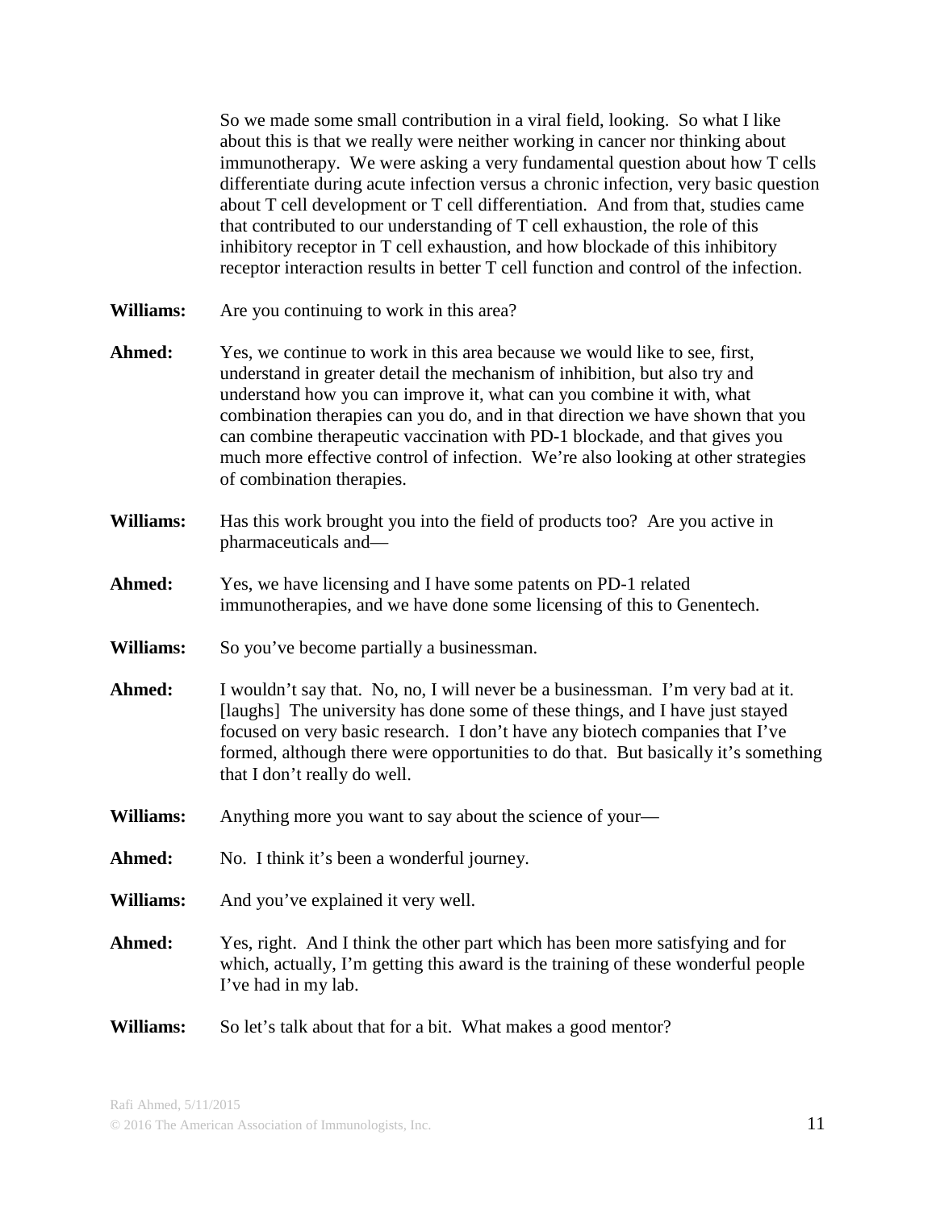So we made some small contribution in a viral field, looking. So what I like about this is that we really were neither working in cancer nor thinking about immunotherapy. We were asking a very fundamental question about how T cells differentiate during acute infection versus a chronic infection, very basic question about T cell development or T cell differentiation. And from that, studies came that contributed to our understanding of T cell exhaustion, the role of this inhibitory receptor in T cell exhaustion, and how blockade of this inhibitory receptor interaction results in better T cell function and control of the infection.

**Williams:** Are you continuing to work in this area?

**Ahmed:** Yes, we continue to work in this area because we would like to see, first, understand in greater detail the mechanism of inhibition, but also try and understand how you can improve it, what can you combine it with, what combination therapies can you do, and in that direction we have shown that you can combine therapeutic vaccination with PD-1 blockade, and that gives you much more effective control of infection. We're also looking at other strategies of combination therapies.

**Williams:** Has this work brought you into the field of products too? Are you active in pharmaceuticals and—

**Ahmed:** Yes, we have licensing and I have some patents on PD-1 related immunotherapies, and we have done some licensing of this to Genentech.

**Williams:** So you've become partially a businessman.

**Ahmed:** I wouldn't say that. No, no, I will never be a businessman. I'm very bad at it. [laughs] The university has done some of these things, and I have just stayed focused on very basic research. I don't have any biotech companies that I've formed, although there were opportunities to do that. But basically it's something that I don't really do well.

**Williams:** Anything more you want to say about the science of your—

**Ahmed:** No. I think it's been a wonderful journey.

**Williams:** And you've explained it very well.

**Ahmed:** Yes, right. And I think the other part which has been more satisfying and for which, actually, I'm getting this award is the training of these wonderful people I've had in my lab.

**Williams:** So let's talk about that for a bit. What makes a good mentor?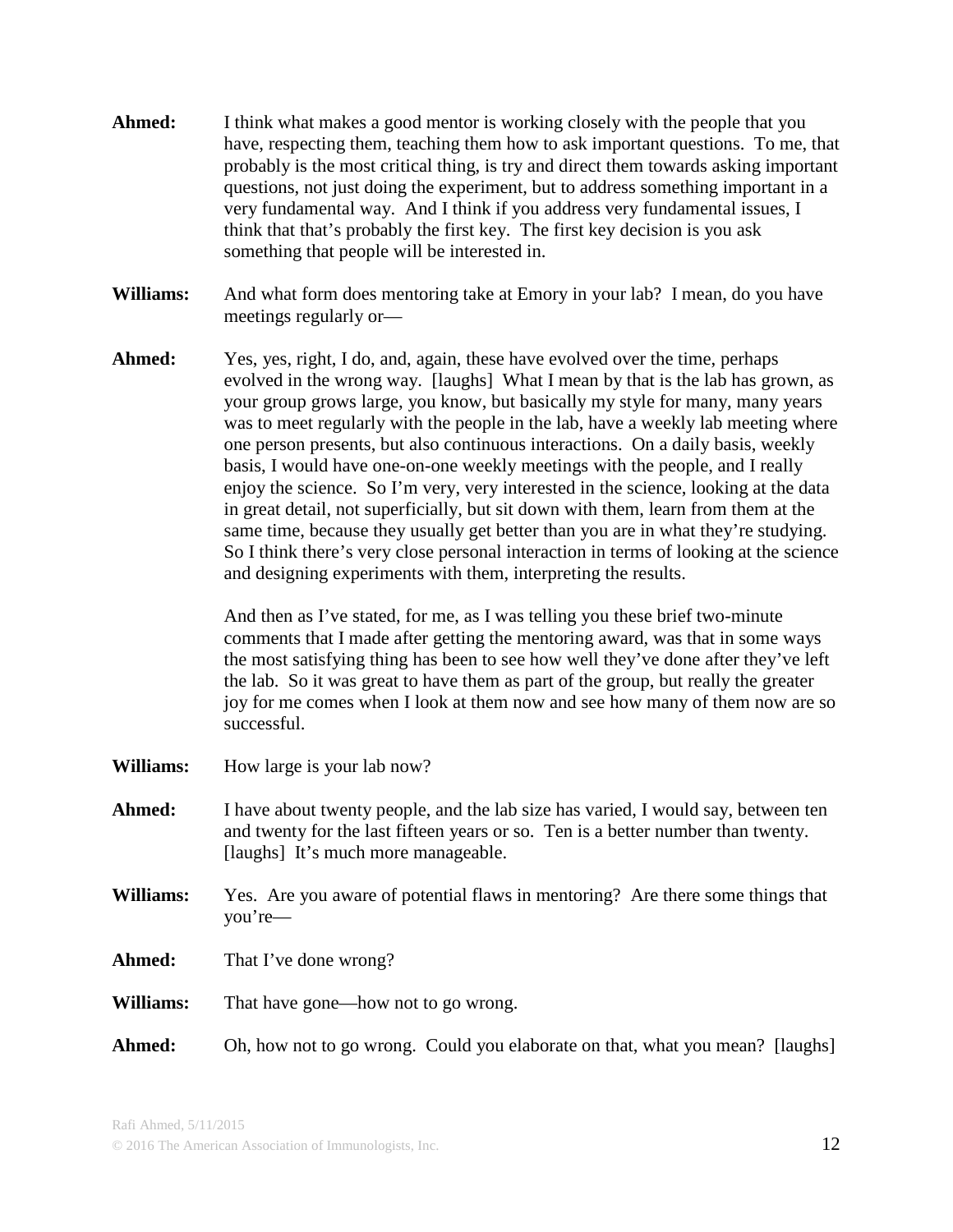**Ahmed:** I think what makes a good mentor is working closely with the people that you have, respecting them, teaching them how to ask important questions. To me, that probably is the most critical thing, is try and direct them towards asking important questions, not just doing the experiment, but to address something important in a very fundamental way. And I think if you address very fundamental issues, I think that that's probably the first key. The first key decision is you ask something that people will be interested in.

**Williams:** And what form does mentoring take at Emory in your lab? I mean, do you have meetings regularly or—

**Ahmed:** Yes, yes, right, I do, and, again, these have evolved over the time, perhaps evolved in the wrong way. [laughs] What I mean by that is the lab has grown, as your group grows large, you know, but basically my style for many, many years was to meet regularly with the people in the lab, have a weekly lab meeting where one person presents, but also continuous interactions. On a daily basis, weekly basis, I would have one-on-one weekly meetings with the people, and I really enjoy the science. So I'm very, very interested in the science, looking at the data in great detail, not superficially, but sit down with them, learn from them at the same time, because they usually get better than you are in what they're studying. So I think there's very close personal interaction in terms of looking at the science and designing experiments with them, interpreting the results.

And then as I've stated, for me, as I was telling you these brief two-minute comments that I made after getting the mentoring award, was that in some ways the most satisfying thing has been to see how well they've done after they've left the lab. So it was great to have them as part of the group, but really the greater joy for me comes when I look at them now and see how many of them now are so successful.

**Williams:** How large is your lab now?

**Ahmed:** I have about twenty people, and the lab size has varied, I would say, between ten and twenty for the last fifteen years or so. Ten is a better number than twenty. [laughs] It's much more manageable.

**Williams:** Yes. Are you aware of potential flaws in mentoring? Are there some things that you're—

**Ahmed:** That I've done wrong?

**Williams:** That have gone—how not to go wrong.

**Ahmed:** Oh, how not to go wrong. Could you elaborate on that, what you mean? [laughs]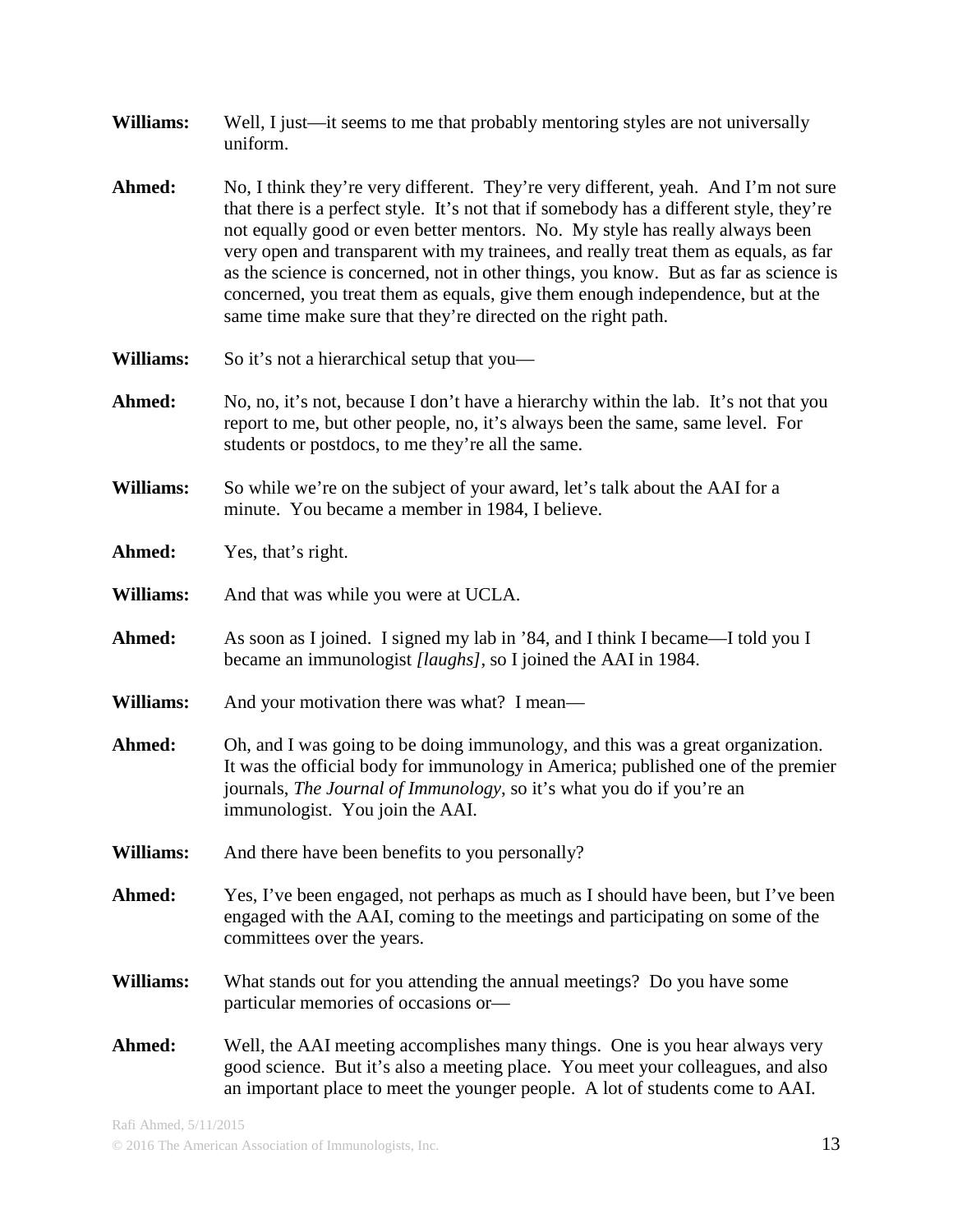**Williams:** Well, I just—it seems to me that probably mentoring styles are not universally uniform.

**Ahmed:** No, I think they're very different. They're very different, yeah. And I'm not sure that there is a perfect style. It's not that if somebody has a different style, they're not equally good or even better mentors. No. My style has really always been very open and transparent with my trainees, and really treat them as equals, as far as the science is concerned, not in other things, you know. But as far as science is concerned, you treat them as equals, give them enough independence, but at the same time make sure that they're directed on the right path.

**Williams:** So it's not a hierarchical setup that you—

**Ahmed:** No, no, it's not, because I don't have a hierarchy within the lab. It's not that you report to me, but other people, no, it's always been the same, same level. For students or postdocs, to me they're all the same.

**Williams:** So while we're on the subject of your award, let's talk about the AAI for a minute. You became a member in 1984, I believe.

**Ahmed:** Yes, that's right.

**Williams:** And that was while you were at UCLA.

**Ahmed:** As soon as I joined. I signed my lab in '84, and I think I became—I told you I became an immunologist *[laughs]*, so I joined the AAI in 1984.

**Williams:** And your motivation there was what? I mean—

**Ahmed:** Oh, and I was going to be doing immunology, and this was a great organization. It was the official body for immunology in America; published one of the premier journals, *The Journal of Immunology*, so it's what you do if you're an immunologist. You join the AAI.

**Williams:** And there have been benefits to you personally?

**Ahmed:** Yes, I've been engaged, not perhaps as much as I should have been, but I've been engaged with the AAI, coming to the meetings and participating on some of the committees over the years.

**Williams:** What stands out for you attending the annual meetings? Do you have some particular memories of occasions or—

**Ahmed:** Well, the AAI meeting accomplishes many things. One is you hear always very good science. But it's also a meeting place. You meet your colleagues, and also an important place to meet the younger people. A lot of students come to AAI.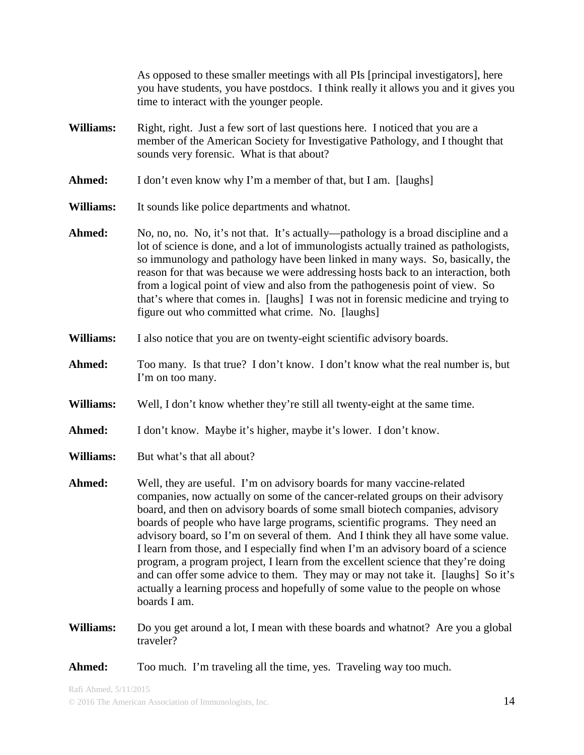As opposed to these smaller meetings with all PIs [principal investigators], here you have students, you have postdocs. I think really it allows you and it gives you time to interact with the younger people.

**Williams:** Right, right. Just a few sort of last questions here. I noticed that you are a member of the American Society for Investigative Pathology, and I thought that sounds very forensic. What is that about?

**Ahmed:** I don't even know why I'm a member of that, but I am. [laughs]

**Williams:** It sounds like police departments and whatnot.

**Ahmed:** No, no, no. No, it's not that. It's actually—pathology is a broad discipline and a lot of science is done, and a lot of immunologists actually trained as pathologists, so immunology and pathology have been linked in many ways. So, basically, the reason for that was because we were addressing hosts back to an interaction, both from a logical point of view and also from the pathogenesis point of view. So that's where that comes in. [laughs] I was not in forensic medicine and trying to figure out who committed what crime. No. [laughs]

**Williams:** I also notice that you are on twenty-eight scientific advisory boards.

**Ahmed:** Too many. Is that true? I don't know. I don't know what the real number is, but I'm on too many.

**Williams:** Well, I don't know whether they're still all twenty-eight at the same time.

**Ahmed:** I don't know. Maybe it's higher, maybe it's lower. I don't know.

**Williams:** But what's that all about?

**Ahmed:** Well, they are useful. I'm on advisory boards for many vaccine-related companies, now actually on some of the cancer-related groups on their advisory board, and then on advisory boards of some small biotech companies, advisory boards of people who have large programs, scientific programs. They need an advisory board, so I'm on several of them. And I think they all have some value. I learn from those, and I especially find when I'm an advisory board of a science program, a program project, I learn from the excellent science that they're doing and can offer some advice to them. They may or may not take it. [laughs] So it's actually a learning process and hopefully of some value to the people on whose boards I am.

**Williams:** Do you get around a lot, I mean with these boards and whatnot? Are you a global traveler?

**Ahmed:** Too much. I'm traveling all the time, yes. Traveling way too much.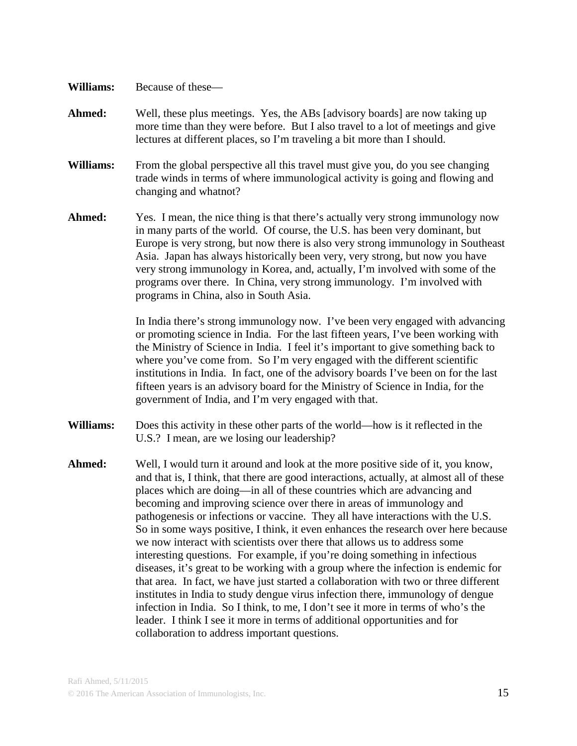**Williams:** Because of these—

**Ahmed:** Well, these plus meetings. Yes, the ABs [advisory boards] are now taking up more time than they were before. But I also travel to a lot of meetings and give lectures at different places, so I'm traveling a bit more than I should.

**Williams:** From the global perspective all this travel must give you, do you see changing trade winds in terms of where immunological activity is going and flowing and changing and whatnot?

**Ahmed:** Yes. I mean, the nice thing is that there's actually very strong immunology now in many parts of the world. Of course, the U.S. has been very dominant, but Europe is very strong, but now there is also very strong immunology in Southeast Asia. Japan has always historically been very, very strong, but now you have very strong immunology in Korea, and, actually, I'm involved with some of the programs over there. In China, very strong immunology. I'm involved with programs in China, also in South Asia.

In India there's strong immunology now. I've been very engaged with advancing or promoting science in India. For the last fifteen years, I've been working with the Ministry of Science in India. I feel it's important to give something back to where you've come from. So I'm very engaged with the different scientific institutions in India. In fact, one of the advisory boards I've been on for the last fifteen years is an advisory board for the Ministry of Science in India, for the government of India, and I'm very engaged with that.

**Williams:** Does this activity in these other parts of the world—how is it reflected in the U.S.? I mean, are we losing our leadership?

**Ahmed:** Well, I would turn it around and look at the more positive side of it, you know, and that is, I think, that there are good interactions, actually, at almost all of these places which are doing—in all of these countries which are advancing and becoming and improving science over there in areas of immunology and pathogenesis or infections or vaccine. They all have interactions with the U.S. So in some ways positive, I think, it even enhances the research over here because we now interact with scientists over there that allows us to address some interesting questions. For example, if you're doing something in infectious diseases, it's great to be working with a group where the infection is endemic for that area. In fact, we have just started a collaboration with two or three different institutes in India to study dengue virus infection there, immunology of dengue infection in India. So I think, to me, I don't see it more in terms of who's the leader. I think I see it more in terms of additional opportunities and for collaboration to address important questions.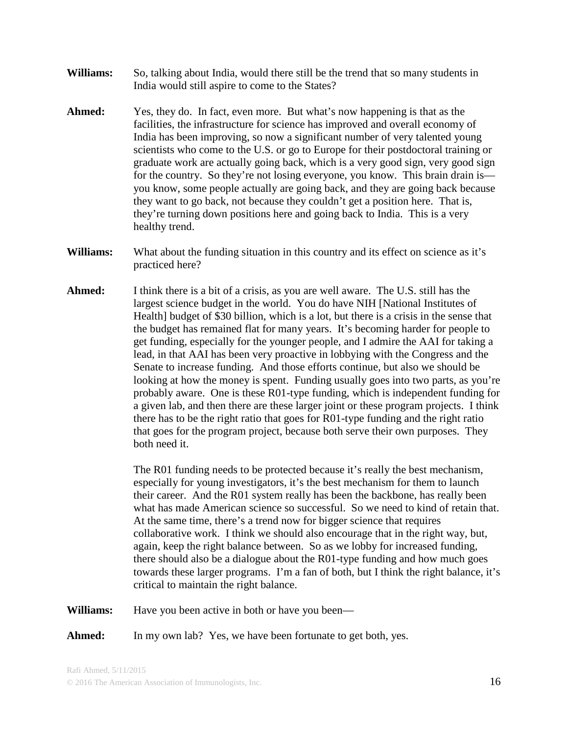**Williams:** So, talking about India, would there still be the trend that so many students in India would still aspire to come to the States?

**Ahmed:** Yes, they do. In fact, even more. But what's now happening is that as the facilities, the infrastructure for science has improved and overall economy of India has been improving, so now a significant number of very talented young scientists who come to the U.S. or go to Europe for their postdoctoral training or graduate work are actually going back, which is a very good sign, very good sign for the country. So they're not losing everyone, you know. This brain drain is—you know, some people actually are going back, and they are going back because they want to go back, not because they couldn't get a position here. That is, they're turning down positions here and going back to India. This is a very healthy trend.

**Williams:** What about the funding situation in this country and its effect on science as it's practiced here?

**Ahmed:** I think there is a bit of a crisis, as you are well aware. The U.S. still has the largest science budget in the world. You do have NIH [National Institutes of Health] budget of $30 billion, which is a lot, but there is a crisis in the sense that the budget has remained flat for many years. It's becoming harder for people to get funding, especially for the younger people, and I admire the AAI for taking a lead, in that AAI has been very proactive in lobbying with the Congress and the Senate to increase funding. And those efforts continue, but also we should be looking at how the money is spent. Funding usually goes into two parts, as you're probably aware. One is these R01-type funding, which is independent funding for a given lab, and then there are these larger joint or these program projects. I think there has to be the right ratio that goes for R01-type funding and the right ratio that goes for the program project, because both serve their own purposes. They both need it.

The R01 funding needs to be protected because it's really the best mechanism, especially for young investigators, it's the best mechanism for them to launch their career. And the R01 system really has been the backbone, has really been what has made American science so successful. So we need to kind of retain that. At the same time, there's a trend now for bigger science that requires collaborative work. I think we should also encourage that in the right way, but, again, keep the right balance between. So as we lobby for increased funding, there should also be a dialogue about the R01-type funding and how much goes towards these larger programs. I'm a fan of both, but I think the right balance, it's critical to maintain the right balance.

**Williams:** Have you been active in both or have you been—

**Ahmed:** In my own lab? Yes, we have been fortunate to get both, yes.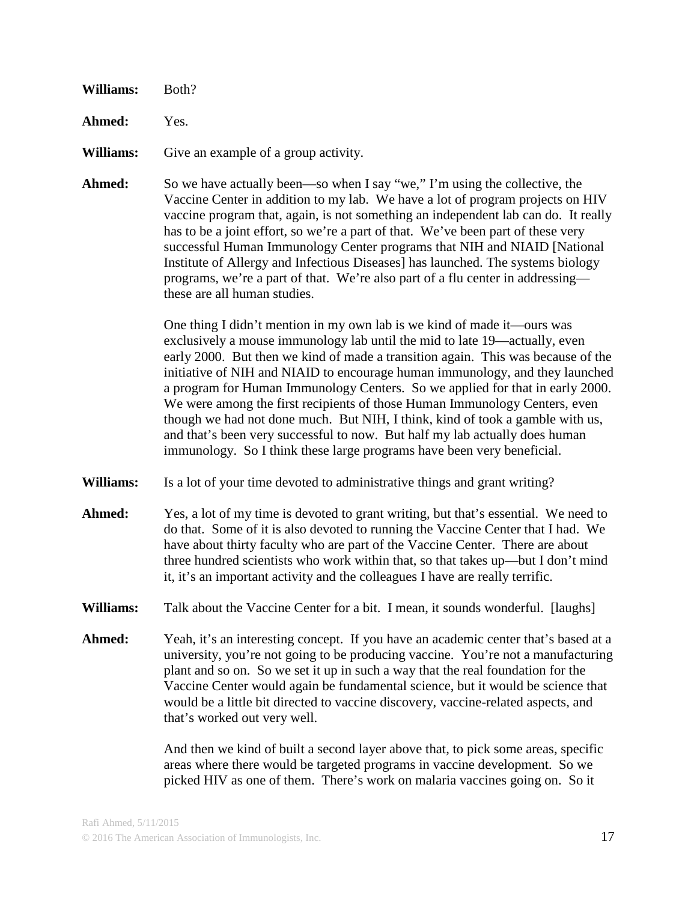**Williams:** Both?

**Ahmed:** Yes.

**Williams:** Give an example of a group activity.

**Ahmed:** So we have actually been—so when I say "we," I'm using the collective, the Vaccine Center in addition to my lab. We have a lot of program projects on HIV vaccine program that, again, is not something an independent lab can do. It really has to be a joint effort, so we're a part of that. We've been part of these very successful Human Immunology Center programs that NIH and NIAID [National Institute of Allergy and Infectious Diseases] has launched. The systems biology programs, we're a part of that. We're also part of a flu center in addressing—these are all human studies.

One thing I didn't mention in my own lab is we kind of made it—ours was exclusively a mouse immunology lab until the mid to late 19—actually, even early 2000. But then we kind of made a transition again. This was because of the initiative of NIH and NIAID to encourage human immunology, and they launched a program for Human Immunology Centers. So we applied for that in early 2000. We were among the first recipients of those Human Immunology Centers, even though we had not done much. But NIH, I think, kind of took a gamble with us, and that's been very successful to now. But half my lab actually does human immunology. So I think these large programs have been very beneficial.

**Williams:** Is a lot of your time devoted to administrative things and grant writing?

**Ahmed:** Yes, a lot of my time is devoted to grant writing, but that's essential. We need to do that. Some of it is also devoted to running the Vaccine Center that I had. We have about thirty faculty who are part of the Vaccine Center. There are about three hundred scientists who work within that, so that takes up—but I don't mind it, it's an important activity and the colleagues I have are really terrific.

**Williams:** Talk about the Vaccine Center for a bit. I mean, it sounds wonderful. [laughs]

**Ahmed:** Yeah, it's an interesting concept. If you have an academic center that's based at a university, you're not going to be producing vaccine. You're not a manufacturing plant and so on. So we set it up in such a way that the real foundation for the Vaccine Center would again be fundamental science, but it would be science that would be a little bit directed to vaccine discovery, vaccine-related aspects, and that's worked out very well.

And then we kind of built a second layer above that, to pick some areas, specific areas where there would be targeted programs in vaccine development. So we picked HIV as one of them. There's work on malaria vaccines going on. So it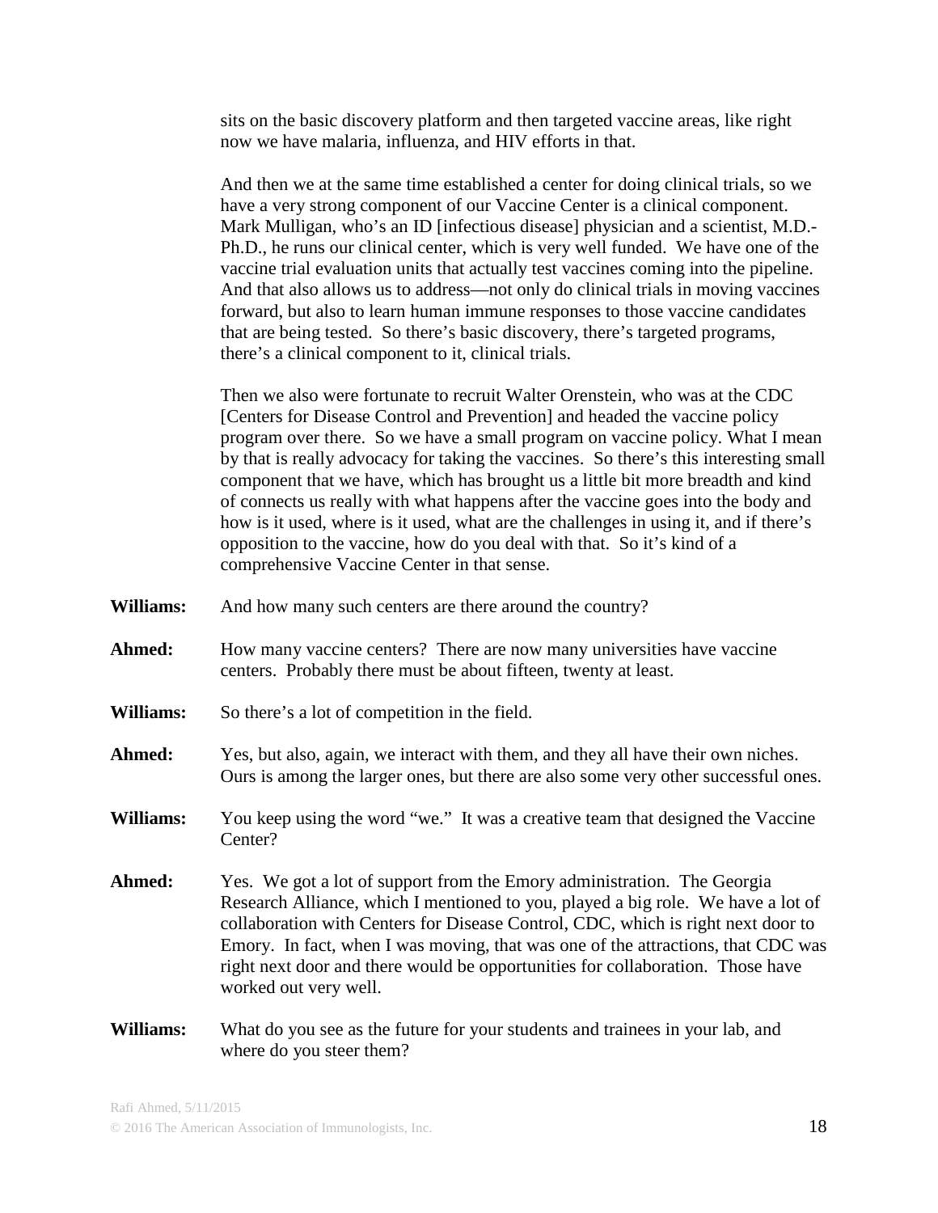sits on the basic discovery platform and then targeted vaccine areas, like right now we have malaria, influenza, and HIV efforts in that.

And then we at the same time established a center for doing clinical trials, so we have a very strong component of our Vaccine Center is a clinical component. Mark Mulligan, who's an ID [infectious disease] physician and a scientist, M.D.-Ph.D., he runs our clinical center, which is very well funded. We have one of the vaccine trial evaluation units that actually test vaccines coming into the pipeline. And that also allows us to address—not only do clinical trials in moving vaccines forward, but also to learn human immune responses to those vaccine candidates that are being tested. So there's basic discovery, there's targeted programs, there's a clinical component to it, clinical trials.

Then we also were fortunate to recruit Walter Orenstein, who was at the CDC [Centers for Disease Control and Prevention] and headed the vaccine policy program over there. So we have a small program on vaccine policy. What I mean by that is really advocacy for taking the vaccines. So there's this interesting small component that we have, which has brought us a little bit more breadth and kind of connects us really with what happens after the vaccine goes into the body and how is it used, where is it used, what are the challenges in using it, and if there's opposition to the vaccine, how do you deal with that. So it's kind of a comprehensive Vaccine Center in that sense.

**Williams:** And how many such centers are there around the country?

**Ahmed:** How many vaccine centers? There are now many universities have vaccine centers. Probably there must be about fifteen, twenty at least.

**Williams:** So there's a lot of competition in the field.

**Ahmed:** Yes, but also, again, we interact with them, and they all have their own niches. Ours is among the larger ones, but there are also some very other successful ones.

**Williams:** You keep using the word "we." It was a creative team that designed the Vaccine Center?

**Ahmed:** Yes. We got a lot of support from the Emory administration. The Georgia Research Alliance, which I mentioned to you, played a big role. We have a lot of collaboration with Centers for Disease Control, CDC, which is right next door to Emory. In fact, when I was moving, that was one of the attractions, that CDC was right next door and there would be opportunities for collaboration. Those have worked out very well.

**Williams:** What do you see as the future for your students and trainees in your lab, and where do you steer them?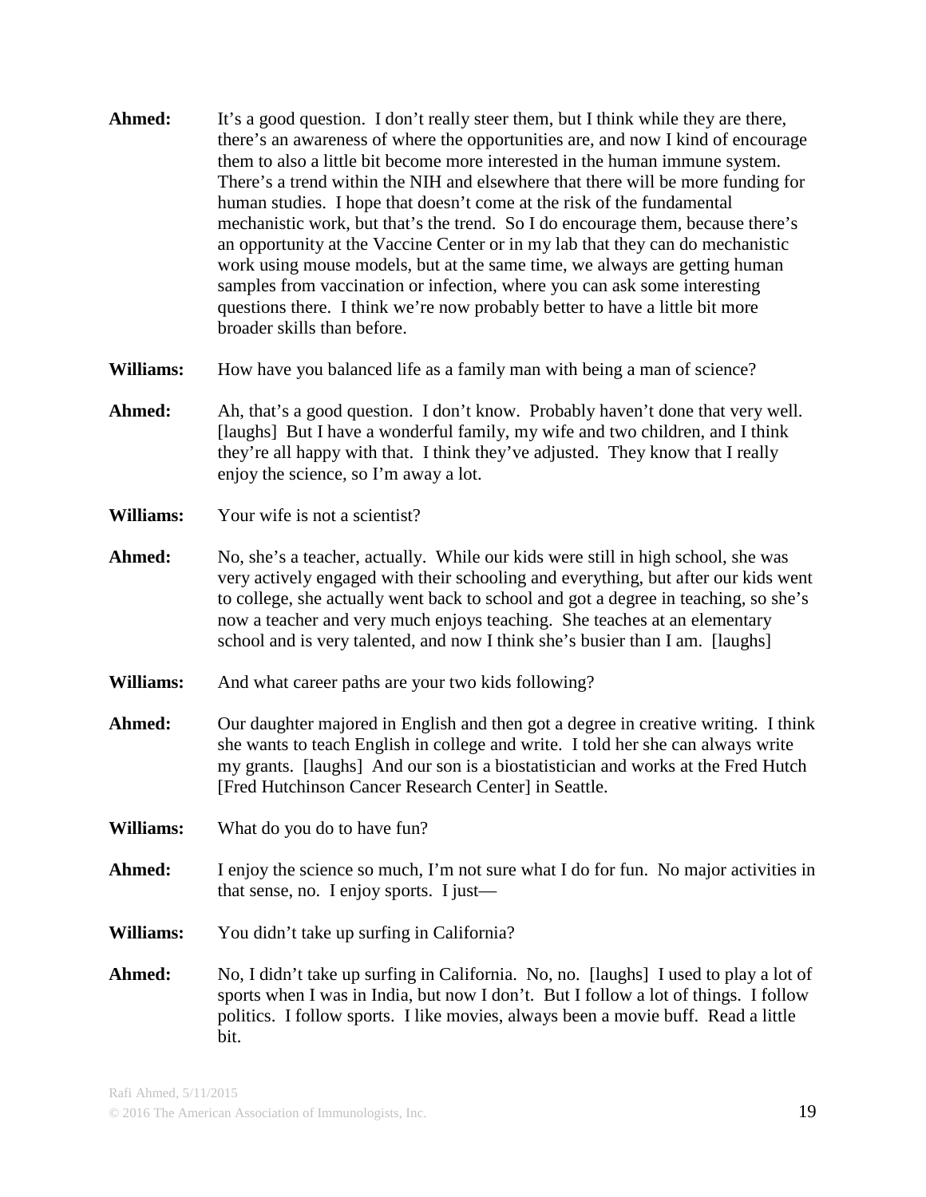**Ahmed:** It's a good question. I don't really steer them, but I think while they are there, there's an awareness of where the opportunities are, and now I kind of encourage them to also a little bit become more interested in the human immune system. There's a trend within the NIH and elsewhere that there will be more funding for human studies. I hope that doesn't come at the risk of the fundamental mechanistic work, but that's the trend. So I do encourage them, because there's an opportunity at the Vaccine Center or in my lab that they can do mechanistic work using mouse models, but at the same time, we always are getting human samples from vaccination or infection, where you can ask some interesting questions there. I think we're now probably better to have a little bit more broader skills than before.

**Williams:** How have you balanced life as a family man with being a man of science?

**Ahmed:** Ah, that's a good question. I don't know. Probably haven't done that very well. [laughs] But I have a wonderful family, my wife and two children, and I think they're all happy with that. I think they've adjusted. They know that I really enjoy the science, so I'm away a lot.

**Williams:** Your wife is not a scientist?

**Ahmed:** No, she's a teacher, actually. While our kids were still in high school, she was very actively engaged with their schooling and everything, but after our kids went to college, she actually went back to school and got a degree in teaching, so she's now a teacher and very much enjoys teaching. She teaches at an elementary school and is very talented, and now I think she's busier than I am. [laughs]

**Williams:** And what career paths are your two kids following?

**Ahmed:** Our daughter majored in English and then got a degree in creative writing. I think she wants to teach English in college and write. I told her she can always write my grants. [laughs] And our son is a biostatistician and works at the Fred Hutch [Fred Hutchinson Cancer Research Center] in Seattle.

**Williams:** What do you do to have fun?

**Ahmed:** I enjoy the science so much, I'm not sure what I do for fun. No major activities in that sense, no. I enjoy sports. I just—

**Williams:** You didn't take up surfing in California?

**Ahmed:** No, I didn't take up surfing in California. No, no. [laughs] I used to play a lot of sports when I was in India, but now I don't. But I follow a lot of things. I follow politics. I follow sports. I like movies, always been a movie buff. Read a little bit.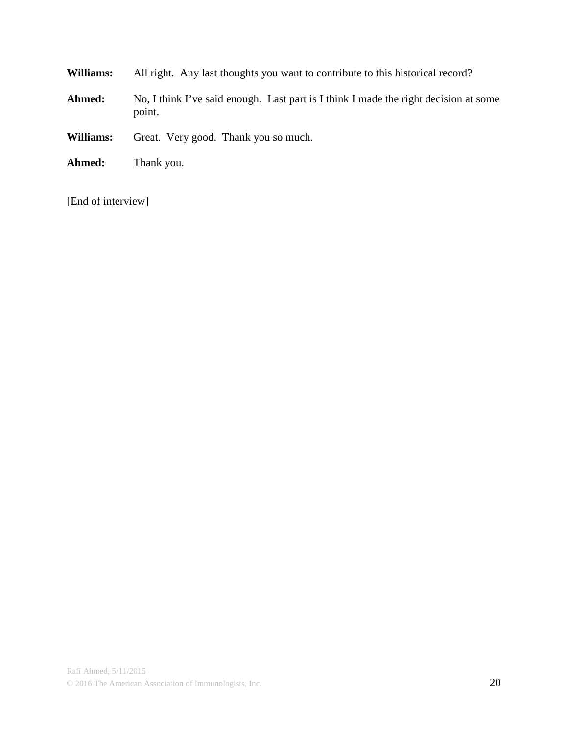**Williams:** All right. Any last thoughts you want to contribute to this historical record?

**Ahmed:** No, I think I've said enough. Last part is I think I made the right decision at some point.

**Williams:** Great. Very good. Thank you so much.

**Ahmed:** Thank you.

[End of interview]